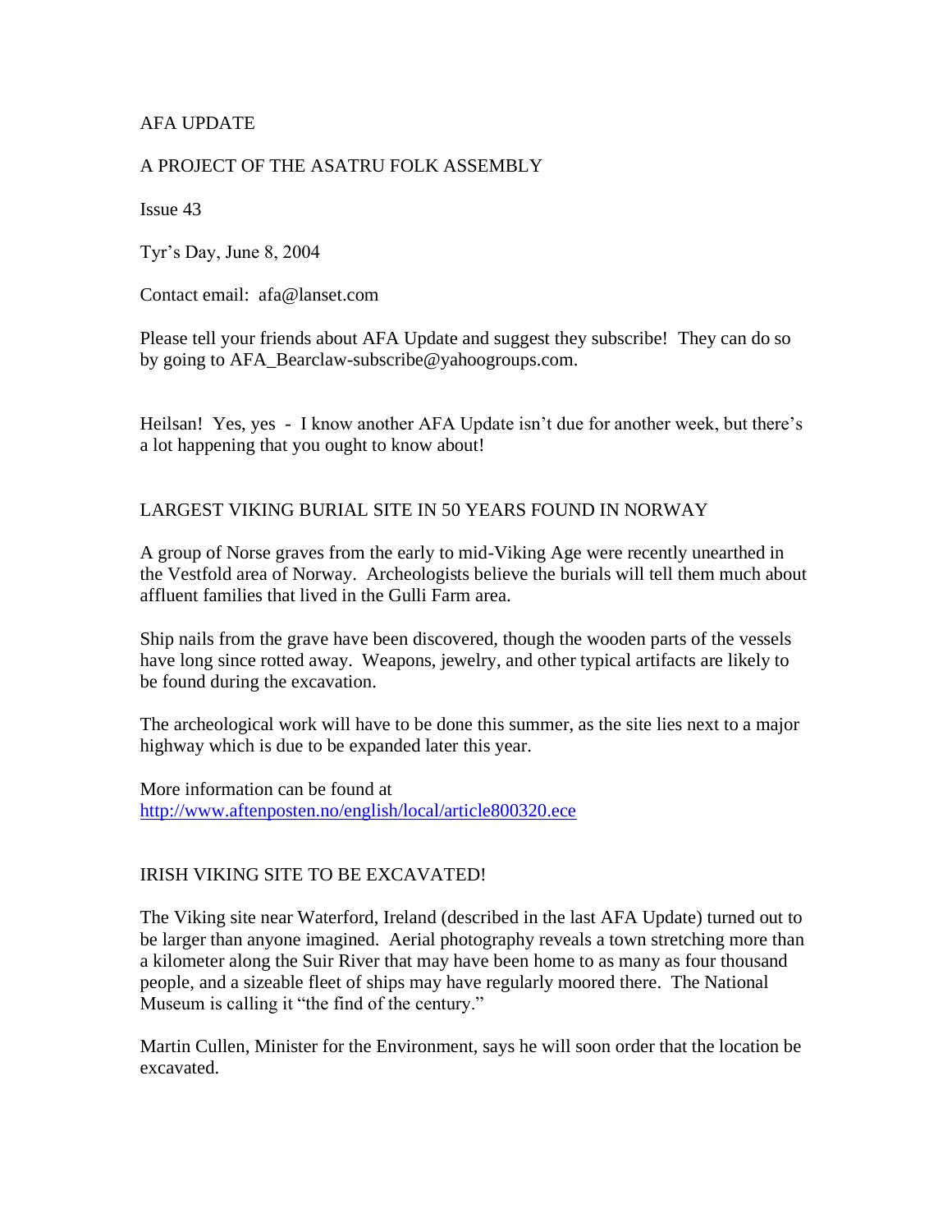AFA UPDATE

A PROJECT OF THE ASATRU FOLK ASSEMBLY

Issue 43

Tyr's Day, June 8, 2004

Contact email: afa@lanset.com

Please tell your friends about AFA Update and suggest they subscribe! They can do so by going to AFA_Bearclaw-subscribe@yahoogroups.com.

Heilsan! Yes, yes - I know another AFA Update isn't due for another week, but there's a lot happening that you ought to know about!

## LARGEST VIKING BURIAL SITE IN 50 YEARS FOUND IN NORWAY

A group of Norse graves from the early to mid-Viking Age were recently unearthed in the Vestfold area of Norway. Archeologists believe the burials will tell them much about affluent families that lived in the Gulli Farm area.

Ship nails from the grave have been discovered, though the wooden parts of the vessels have long since rotted away. Weapons, jewelry, and other typical artifacts are likely to be found during the excavation.

The archeological work will have to be done this summer, as the site lies next to a major highway which is due to be expanded later this year.

More information can be found at http://www.aftenposten.no/english/local/article800320.ece

## IRISH VIKING SITE TO BE EXCAVATED!

The Viking site near Waterford, Ireland (described in the last AFA Update) turned out to be larger than anyone imagined. Aerial photography reveals a town stretching more than a kilometer along the Suir River that may have been home to as many as four thousand people, and a sizeable fleet of ships may have regularly moored there. The National Museum is calling it "the find of the century."

Martin Cullen, Minister for the Environment, says he will soon order that the location be excavated.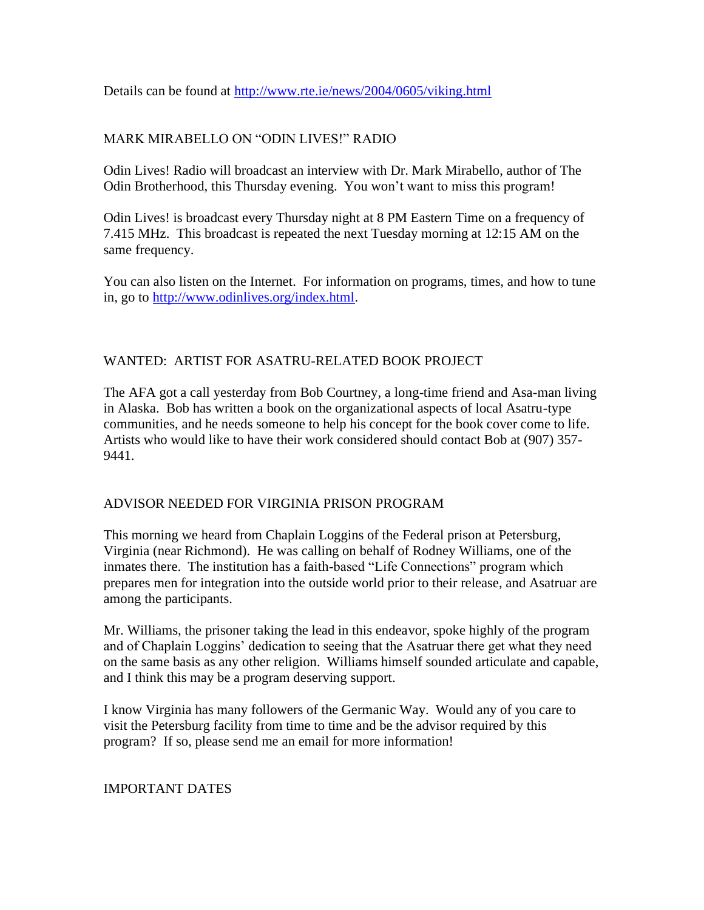Details can be found at http://www.rte.ie/news/2004/0605/viking.html

## MARK MIRABELLO ON "ODIN LIVES!" RADIO

Odin Lives! Radio will broadcast an interview with Dr. Mark Mirabello, author of The Odin Brotherhood, this Thursday evening. You won't want to miss this program!

Odin Lives! is broadcast every Thursday night at 8 PM Eastern Time on a frequency of 7.415 MHz. This broadcast is repeated the next Tuesday morning at 12:15 AM on the same frequency.

You can also listen on the Internet. For information on programs, times, and how to tune in, go to http://www.odinlives.org/index.html.

## WANTED: ARTIST FOR ASATRU-RELATED BOOK PROJECT

The AFA got a call yesterday from Bob Courtney, a long-time friend and Asa-man living in Alaska. Bob has written a book on the organizational aspects of local Asatru-type communities, and he needs someone to help his concept for the book cover come to life. Artists who would like to have their work considered should contact Bob at (907) 357-9441.

## ADVISOR NEEDED FOR VIRGINIA PRISON PROGRAM

This morning we heard from Chaplain Loggins of the Federal prison at Petersburg, Virginia (near Richmond). He was calling on behalf of Rodney Williams, one of the inmates there. The institution has a faith-based "Life Connections" program which prepares men for integration into the outside world prior to their release, and Asatruar are among the participants.

Mr. Williams, the prisoner taking the lead in this endeavor, spoke highly of the program and of Chaplain Loggins' dedication to seeing that the Asatruar there get what they need on the same basis as any other religion. Williams himself sounded articulate and capable, and I think this may be a program deserving support.

I know Virginia has many followers of the Germanic Way. Would any of you care to visit the Petersburg facility from time to time and be the advisor required by this program? If so, please send me an email for more information!

## IMPORTANT DATES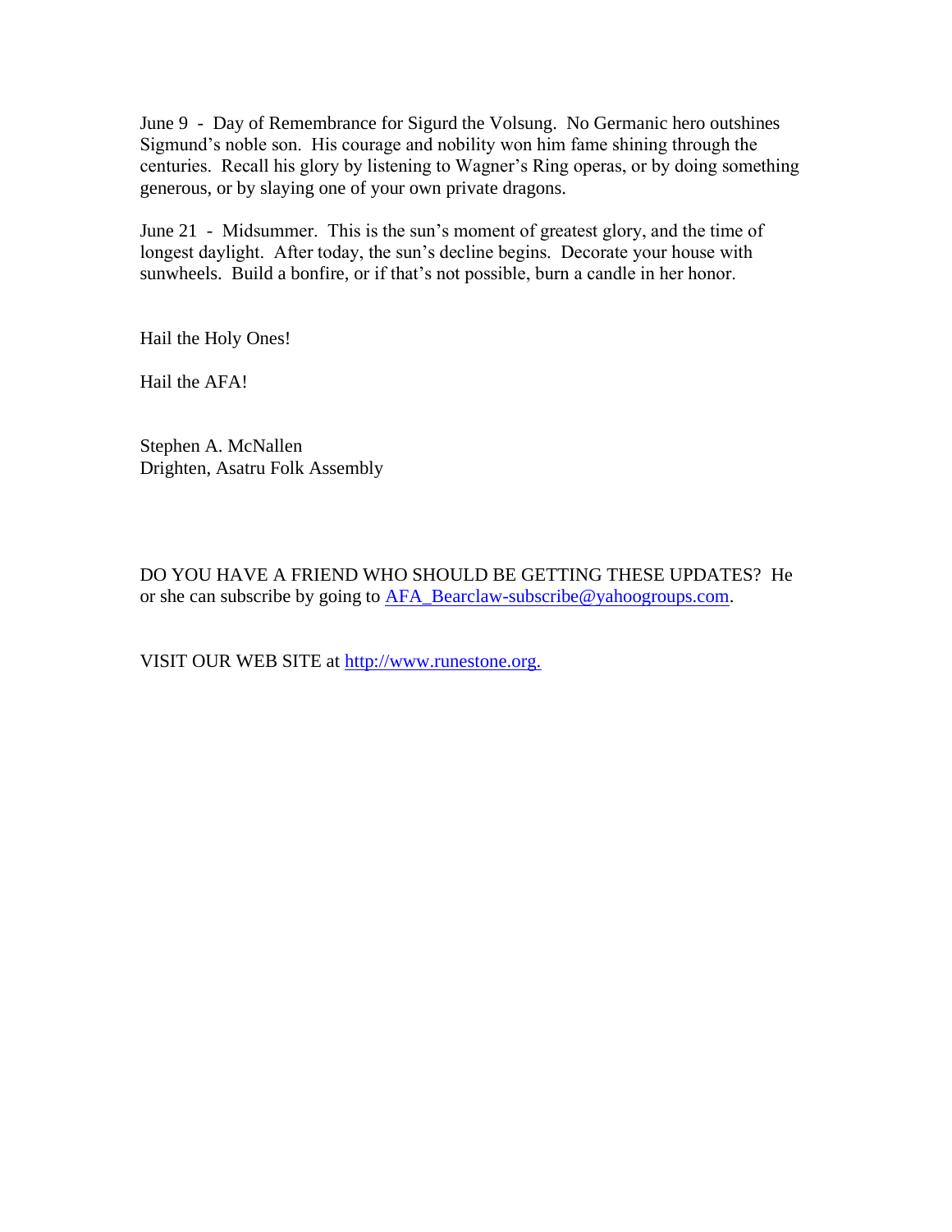June 9 - Day of Remembrance for Sigurd the Volsung. No Germanic hero outshines Sigmund's noble son. His courage and nobility won him fame shining through the centuries. Recall his glory by listening to Wagner's Ring operas, or by doing something generous, or by slaying one of your own private dragons.

June 21 - Midsummer. This is the sun's moment of greatest glory, and the time of longest daylight. After today, the sun's decline begins. Decorate your house with sunwheels. Build a bonfire, or if that's not possible, burn a candle in her honor.

Hail the Holy Ones!

Hail the AFA!

Stephen A. McNallen
Drighten, Asatru Folk Assembly

DO YOU HAVE A FRIEND WHO SHOULD BE GETTING THESE UPDATES? He or she can subscribe by going to AFA_Bearclaw-subscribe@yahoogroups.com.

VISIT OUR WEB SITE at http://www.runestone.org.